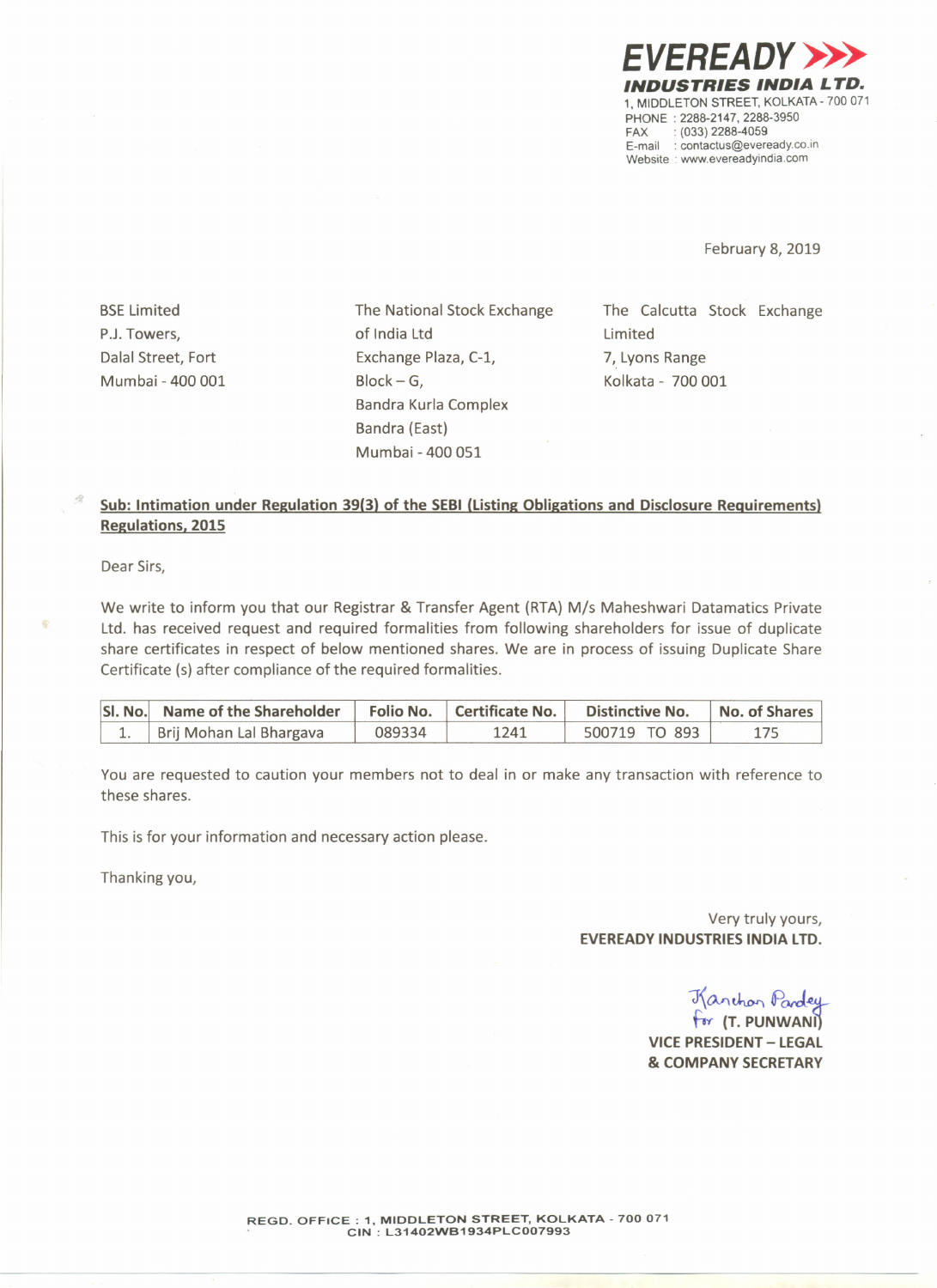**EVEREADY INDUSTRIES INDIA LTD.**

1, MIDDLETON STREET, KOLKATA - 700 071
PHONE : 2288-2147, 2288-3950
FAX : (033) 2288-4059
E-mail : contactus@eveready.co.in
Website : www.evereadyindia.com

February 8, 2019

BSE Limited
P.J. Towers,
Dalal Street, Fort
Mumbai - 400 001

The National Stock Exchange of India Ltd
Exchange Plaza, C-1,
Block – G,
Bandra Kurla Complex
Bandra (East)
Mumbai - 400 051

The Calcutta Stock Exchange Limited
7, Lyons Range
Kolkata - 700 001

**Sub: Intimation under Regulation 39(3) of the SEBI (Listing Obligations and Disclosure Requirements) Regulations, 2015**

Dear Sirs,

We write to inform you that our Registrar & Transfer Agent (RTA) M/s Maheshwari Datamatics Private Ltd. has received request and required formalities from following shareholders for issue of duplicate share certificates in respect of below mentioned shares. We are in process of issuing Duplicate Share Certificate (s) after compliance of the required formalities.

| Sl. No. | Name of the Shareholder | Folio No. | Certificate No. | Distinctive No. | No. of Shares |
|---|---|---|---|---|---|
| 1. | Brij Mohan Lal Bhargava | 089334 | 1241 | 500719 TO 893 | 175 |

You are requested to caution your members not to deal in or make any transaction with reference to these shares.

This is for your information and necessary action please.

Thanking you,

Very truly yours,
**EVEREADY INDUSTRIES INDIA LTD.**

Kanchan Pandey
For **(T. PUNWANI)**
**VICE PRESIDENT – LEGAL & COMPANY SECRETARY**

REGD. OFFICE : 1, MIDDLETON STREET, KOLKATA - 700 071
CIN : L31402WB1934PLC007993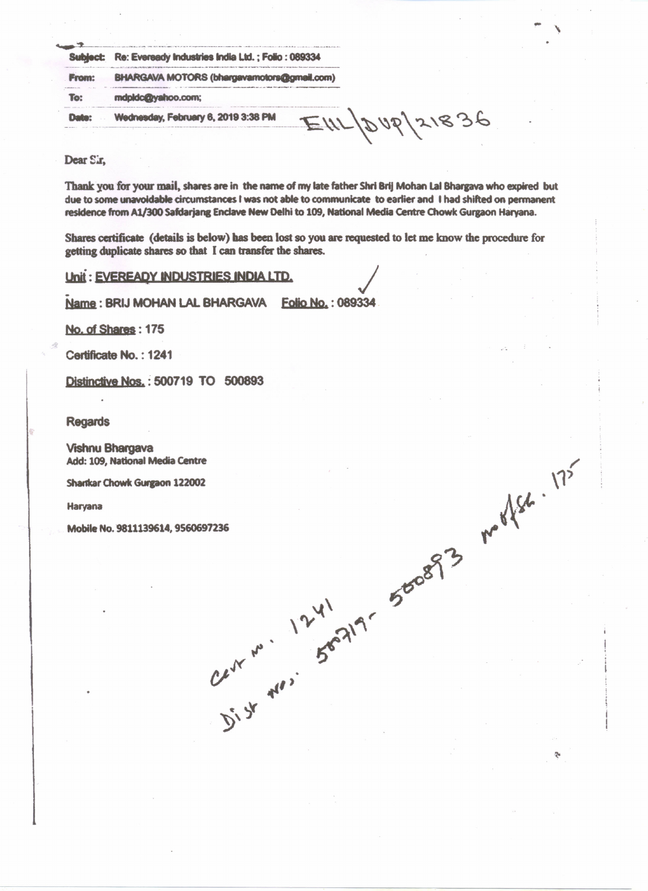| | |
|---|---|
| **Subject:** | Re: Eveready Industries India Ltd. ; Folio : 089334 |
| **From:** | BHARGAVA MOTORS (bhargavamotors@gmail.com) |
| **To:** | mdpldc@yahoo.com; |
| **Date:** | Wednesday, February 6, 2019 3:38 PM |

EIIL/DUP/21836

Dear Sir,

Thank you for your mail, shares are in the name of my late father Shri Brij Mohan Lal Bhargava who expired but due to some unavoidable circumstances I was not able to communicate to earlier and I had shifted on permanent residence from A1/300 Safdarjang Enclave New Delhi to 109, National Media Centre Chowk Gurgaon Haryana.

Shares certificate (details is below) has been lost so you are requested to let me know the procedure for getting duplicate shares so that I can transfer the shares.

Unit : EVEREADY INDUSTRIES INDIA LTD.

Name : BRIJ MOHAN LAL BHARGAVA Folio No. : 089334

No. of Shares : 175

Certificate No. : 1241

Distinctive Nos. : 500719 TO 500893

Regards

Vishnu Bhargava
Add: 109, National Media Centre

Shankar Chowk Gurgaon 122002

Haryana

Mobile No. 9811139614, 9560697236

Cert no. 1241
Dist nos: 500719 - 500893 no of sh. 175